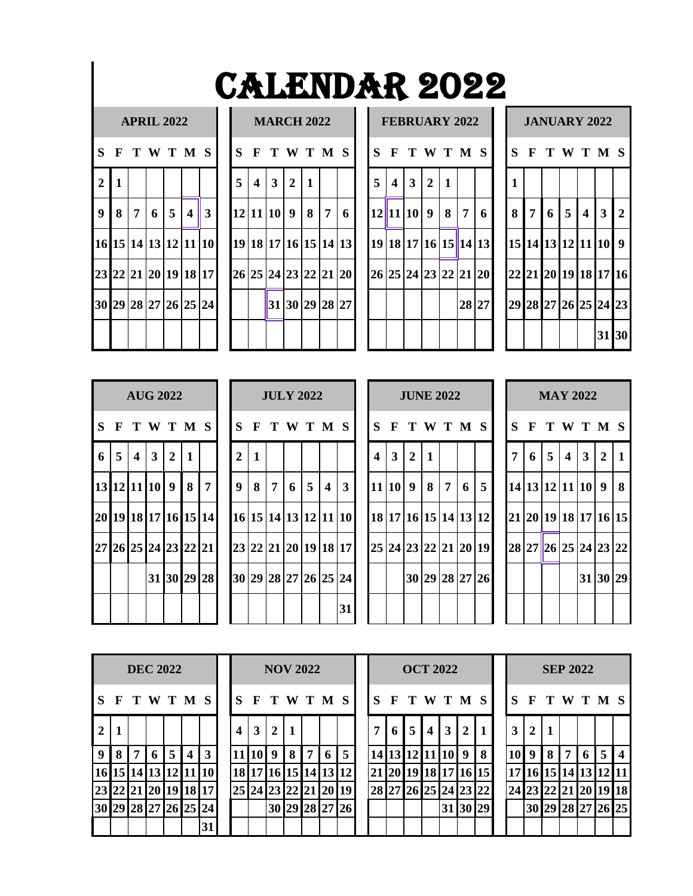# CALENDAR 2022

**APRIL 2022**

| S | F | T | W | T | M | S |
|---|---|---|---|---|---|---|
| 2 | 1 | | | | | |
| 9 | 8 | 7 | 6 | 5 | 4 | 3 |
| 16 | 15 | 14 | 13 | 12 | 11 | 10 |
| 23 | 22 | 21 | 20 | 19 | 18 | 17 |
| 30 | 29 | 28 | 27 | 26 | 25 | 24 |
| | | | | | | |

**MARCH 2022**

| S | F | T | W | T | M | S |
|---|---|---|---|---|---|---|
| 5 | 4 | 3 | 2 | 1 | | |
| 12 | 11 | 10 | 9 | 8 | 7 | 6 |
| 19 | 18 | 17 | 16 | 15 | 14 | 13 |
| 26 | 25 | 24 | 23 | 22 | 21 | 20 |
| | | 31 | 30 | 29 | 28 | 27 |
| | | | | | | |

**FEBRUARY 2022**

| S | F | T | W | T | M | S |
|---|---|---|---|---|---|---|
| 5 | 4 | 3 | 2 | 1 | | |
| 12 | 11 | 10 | 9 | 8 | 7 | 6 |
| 19 | 18 | 17 | 16 | 15 | 14 | 13 |
| 26 | 25 | 24 | 23 | 22 | 21 | 20 |
| | | | | | 28 | 27 |
| | | | | | | |

**JANUARY 2022**

| S | F | T | W | T | M | S |
|---|---|---|---|---|---|---|
| 1 | | | | | | |
| 8 | 7 | 6 | 5 | 4 | 3 | 2 |
| 15 | 14 | 13 | 12 | 11 | 10 | 9 |
| 22 | 21 | 20 | 19 | 18 | 17 | 16 |
| 29 | 28 | 27 | 26 | 25 | 24 | 23 |
| | | | | | 31 | 30 |

**AUG 2022**

| S | F | T | W | T | M | S |
|---|---|---|---|---|---|---|
| 6 | 5 | 4 | 3 | 2 | 1 | |
| 13 | 12 | 11 | 10 | 9 | 8 | 7 |
| 20 | 19 | 18 | 17 | 16 | 15 | 14 |
| 27 | 26 | 25 | 24 | 23 | 22 | 21 |
| | | 31 | 30 | 29 | 28 | |
| | | | | | | |

**JULY 2022**

| S | F | T | W | T | M | S |
|---|---|---|---|---|---|---|
| 2 | 1 | | | | | |
| 9 | 8 | 7 | 6 | 5 | 4 | 3 |
| 16 | 15 | 14 | 13 | 12 | 11 | 10 |
| 23 | 22 | 21 | 20 | 19 | 18 | 17 |
| 30 | 29 | 28 | 27 | 26 | 25 | 24 |
| | | | | | | 31 |

**JUNE 2022**

| S | F | T | W | T | M | S |
|---|---|---|---|---|---|---|
| 4 | 3 | 2 | 1 | | | |
| 11 | 10 | 9 | 8 | 7 | 6 | 5 |
| 18 | 17 | 16 | 15 | 14 | 13 | 12 |
| 25 | 24 | 23 | 22 | 21 | 20 | 19 |
| | | 30 | 29 | 28 | 27 | 26 |
| | | | | | | |

**MAY 2022**

| S | F | T | W | T | M | S |
|---|---|---|---|---|---|---|
| 7 | 6 | 5 | 4 | 3 | 2 | 1 |
| 14 | 13 | 12 | 11 | 10 | 9 | 8 |
| 21 | 20 | 19 | 18 | 17 | 16 | 15 |
| 28 | 27 | 26 | 25 | 24 | 23 | 22 |
| | | | 31 | 30 | 29 | |
| | | | | | | |

**DEC 2022**

| S | F | T | W | T | M | S |
|---|---|---|---|---|---|---|
| 2 | 1 | | | | | |
| 9 | 8 | 7 | 6 | 5 | 4 | 3 |
| 16 | 15 | 14 | 13 | 12 | 11 | 10 |
| 23 | 22 | 21 | 20 | 19 | 18 | 17 |
| 30 | 29 | 28 | 27 | 26 | 25 | 24 |
| | | | | | | 31 |

**NOV 2022**

| S | F | T | W | T | M | S |
|---|---|---|---|---|---|---|
| 4 | 3 | 2 | 1 | | | |
| 11 | 10 | 9 | 8 | 7 | 6 | 5 |
| 18 | 17 | 16 | 15 | 14 | 13 | 12 |
| 25 | 24 | 23 | 22 | 21 | 20 | 19 |
| | | 30 | 29 | 28 | 27 | 26 |
| | | | | | | |

**OCT 2022**

| S | F | T | W | T | M | S |
|---|---|---|---|---|---|---|
| 7 | 6 | 5 | 4 | 3 | 2 | 1 |
| 14 | 13 | 12 | 11 | 10 | 9 | 8 |
| 21 | 20 | 19 | 18 | 17 | 16 | 15 |
| 28 | 27 | 26 | 25 | 24 | 23 | 22 |
| | | | | 31 | 30 | 29 |
| | | | | | | |

**SEP 2022**

| S | F | T | W | T | M | S |
|---|---|---|---|---|---|---|
| 3 | 2 | 1 | | | | |
| 10 | 9 | 8 | 7 | 6 | 5 | 4 |
| 17 | 16 | 15 | 14 | 13 | 12 | 11 |
| 24 | 23 | 22 | 21 | 20 | 19 | 18 |
| | 30 | 29 | 28 | 27 | 26 | 25 |
| | | | | | | |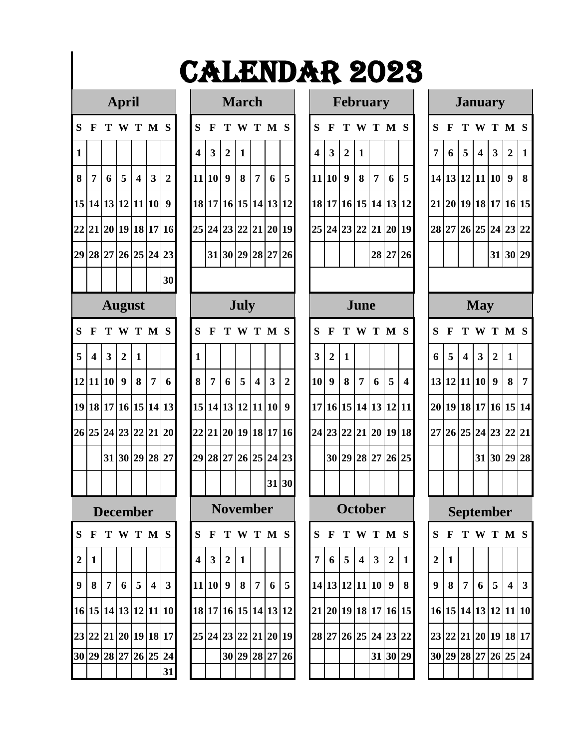# CALENDAR 2023

## January

| S | F | T | W | T | M | S |
|---|---|---|---|---|---|---|
| 7 | 6 | 5 | 4 | 3 | 2 | 1 |
| 14 | 13 | 12 | 11 | 10 | 9 | 8 |
| 21 | 20 | 19 | 18 | 17 | 16 | 15 |
| 28 | 27 | 26 | 25 | 24 | 23 | 22 |
| | | | | 31 | 30 | 29 |

## February

| S | F | T | W | T | M | S |
|---|---|---|---|---|---|---|
| 4 | 3 | 2 | 1 | | | |
| 11 | 10 | 9 | 8 | 7 | 6 | 5 |
| 18 | 17 | 16 | 15 | 14 | 13 | 12 |
| 25 | 24 | 23 | 22 | 21 | 20 | 19 |
| | | | | 28 | 27 | 26 |

## March

| S | F | T | W | T | M | S |
|---|---|---|---|---|---|---|
| 4 | 3 | 2 | 1 | | | |
| 11 | 10 | 9 | 8 | 7 | 6 | 5 |
| 18 | 17 | 16 | 15 | 14 | 13 | 12 |
| 25 | 24 | 23 | 22 | 21 | 20 | 19 |
| | 31 | 30 | 29 | 28 | 27 | 26 |

## April

| S | F | T | W | T | M | S |
|---|---|---|---|---|---|---|
| 1 | | | | | | |
| 8 | 7 | 6 | 5 | 4 | 3 | 2 |
| 15 | 14 | 13 | 12 | 11 | 10 | 9 |
| 22 | 21 | 20 | 19 | 18 | 17 | 16 |
| 29 | 28 | 27 | 26 | 25 | 24 | 23 |
| | | | | | | 30 |

## May

| S | F | T | W | T | M | S |
|---|---|---|---|---|---|---|
| 6 | 5 | 4 | 3 | 2 | 1 | |
| 13 | 12 | 11 | 10 | 9 | 8 | 7 |
| 20 | 19 | 18 | 17 | 16 | 15 | 14 |
| 27 | 26 | 25 | 24 | 23 | 22 | 21 |
| | | | 31 | 30 | 29 | 28 |

## June

| S | F | T | W | T | M | S |
|---|---|---|---|---|---|---|
| 3 | 2 | 1 | | | | |
| 10 | 9 | 8 | 7 | 6 | 5 | 4 |
| 17 | 16 | 15 | 14 | 13 | 12 | 11 |
| 24 | 23 | 22 | 21 | 20 | 19 | 18 |
| | 30 | 29 | 28 | 27 | 26 | 25 |

## July

| S | F | T | W | T | M | S |
|---|---|---|---|---|---|---|
| 1 | | | | | | |
| 8 | 7 | 6 | 5 | 4 | 3 | 2 |
| 15 | 14 | 13 | 12 | 11 | 10 | 9 |
| 22 | 21 | 20 | 19 | 18 | 17 | 16 |
| 29 | 28 | 27 | 26 | 25 | 24 | 23 |
| | | | | | 31 | 30 |

## August

| S | F | T | W | T | M | S |
|---|---|---|---|---|---|---|
| 5 | 4 | 3 | 2 | 1 | | |
| 12 | 11 | 10 | 9 | 8 | 7 | 6 |
| 19 | 18 | 17 | 16 | 15 | 14 | 13 |
| 26 | 25 | 24 | 23 | 22 | 21 | 20 |
| | | 31 | 30 | 29 | 28 | 27 |

## September

| S | F | T | W | T | M | S |
|---|---|---|---|---|---|---|
| 2 | 1 | | | | | |
| 9 | 8 | 7 | 6 | 5 | 4 | 3 |
| 16 | 15 | 14 | 13 | 12 | 11 | 10 |
| 23 | 22 | 21 | 20 | 19 | 18 | 17 |
| 30 | 29 | 28 | 27 | 26 | 25 | 24 |

## October

| S | F | T | W | T | M | S |
|---|---|---|---|---|---|---|
| 7 | 6 | 5 | 4 | 3 | 2 | 1 |
| 14 | 13 | 12 | 11 | 10 | 9 | 8 |
| 21 | 20 | 19 | 18 | 17 | 16 | 15 |
| 28 | 27 | 26 | 25 | 24 | 23 | 22 |
| | | | | 31 | 30 | 29 |

## November

| S | F | T | W | T | M | S |
|---|---|---|---|---|---|---|
| 4 | 3 | 2 | 1 | | | |
| 11 | 10 | 9 | 8 | 7 | 6 | 5 |
| 18 | 17 | 16 | 15 | 14 | 13 | 12 |
| 25 | 24 | 23 | 22 | 21 | 20 | 19 |
| | | 30 | 29 | 28 | 27 | 26 |

## December

| S | F | T | W | T | M | S |
|---|---|---|---|---|---|---|
| 2 | 1 | | | | | |
| 9 | 8 | 7 | 6 | 5 | 4 | 3 |
| 16 | 15 | 14 | 13 | 12 | 11 | 10 |
| 23 | 22 | 21 | 20 | 19 | 18 | 17 |
| 30 | 29 | 28 | 27 | 26 | 25 | 24 |
| | | | | | | 31 |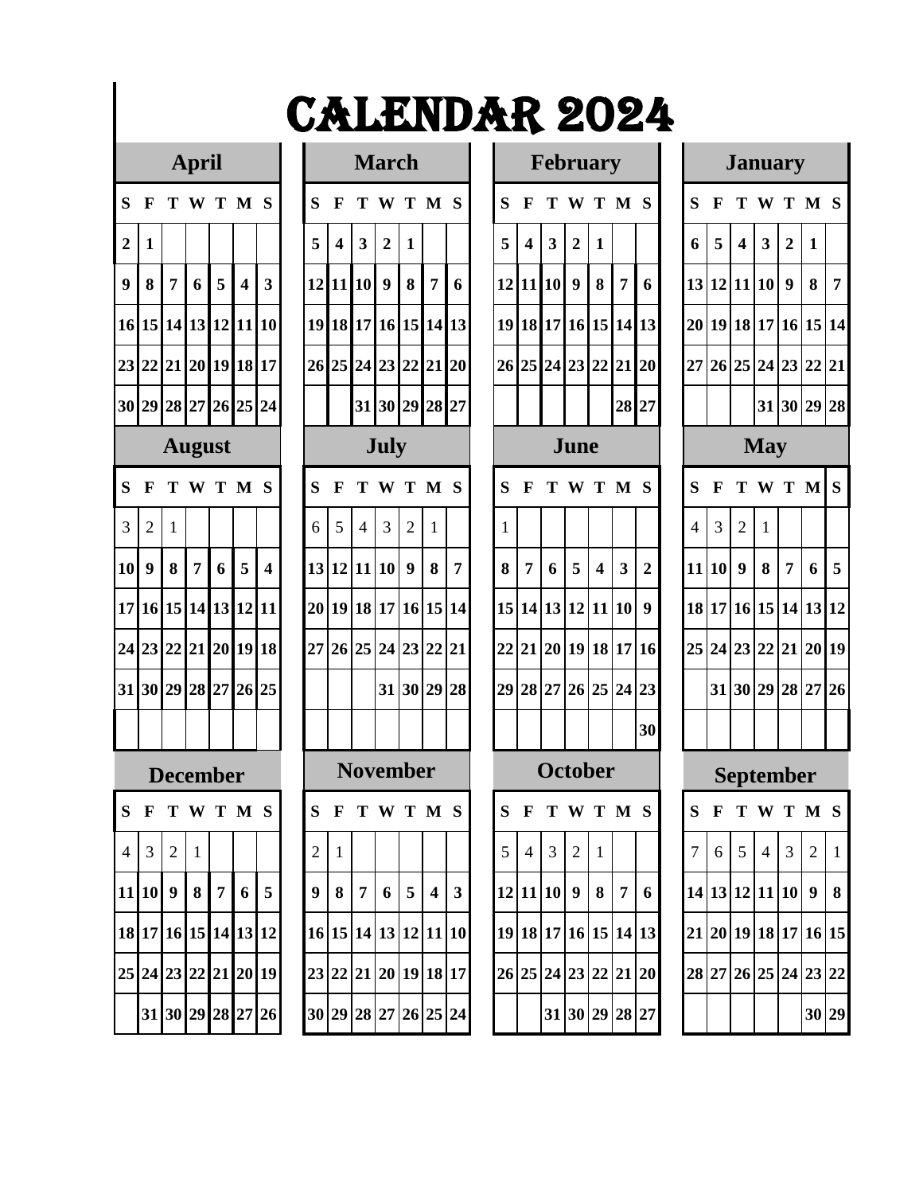# CALENDAR 2024

## April

| S | F | T | W | T | M | S |
|---|---|---|---|---|---|---|
| 2 | 1 | | | | | |
| 9 | 8 | 7 | 6 | 5 | 4 | 3 |
| 16 | 15 | 14 | 13 | 12 | 11 | 10 |
| 23 | 22 | 21 | 20 | 19 | 18 | 17 |
| 30 | 29 | 28 | 27 | 26 | 25 | 24 |

## March

| S | F | T | W | T | M | S |
|---|---|---|---|---|---|---|
| 5 | 4 | 3 | 2 | 1 | | |
| 12 | 11 | 10 | 9 | 8 | 7 | 6 |
| 19 | 18 | 17 | 16 | 15 | 14 | 13 |
| 26 | 25 | 24 | 23 | 22 | 21 | 20 |
| | | 31 | 30 | 29 | 28 | 27 |

## February

| S | F | T | W | T | M | S |
|---|---|---|---|---|---|---|
| 5 | 4 | 3 | 2 | 1 | | |
| 12 | 11 | 10 | 9 | 8 | 7 | 6 |
| 19 | 18 | 17 | 16 | 15 | 14 | 13 |
| 26 | 25 | 24 | 23 | 22 | 21 | 20 |
| | | | | | 28 | 27 |

## January

| S | F | T | W | T | M | S |
|---|---|---|---|---|---|---|
| 6 | 5 | 4 | 3 | 2 | 1 | |
| 13 | 12 | 11 | 10 | 9 | 8 | 7 |
| 20 | 19 | 18 | 17 | 16 | 15 | 14 |
| 27 | 26 | 25 | 24 | 23 | 22 | 21 |
| | | | 31 | 30 | 29 | 28 |

## August

| S | F | T | W | T | M | S |
|---|---|---|---|---|---|---|
| 3 | 2 | 1 | | | | |
| 10 | 9 | 8 | 7 | 6 | 5 | 4 |
| 17 | 16 | 15 | 14 | 13 | 12 | 11 |
| 24 | 23 | 22 | 21 | 20 | 19 | 18 |
| 31 | 30 | 29 | 28 | 27 | 26 | 25 |

## July

| S | F | T | W | T | M | S |
|---|---|---|---|---|---|---|
| 6 | 5 | 4 | 3 | 2 | 1 | |
| 13 | 12 | 11 | 10 | 9 | 8 | 7 |
| 20 | 19 | 18 | 17 | 16 | 15 | 14 |
| 27 | 26 | 25 | 24 | 23 | 22 | 21 |
| | | | 31 | 30 | 29 | 28 |

## June

| S | F | T | W | T | M | S |
|---|---|---|---|---|---|---|
| 1 | | | | | | |
| 8 | 7 | 6 | 5 | 4 | 3 | 2 |
| 15 | 14 | 13 | 12 | 11 | 10 | 9 |
| 22 | 21 | 20 | 19 | 18 | 17 | 16 |
| 29 | 28 | 27 | 26 | 25 | 24 | 23 |
| | | | | | | 30 |

## May

| S | F | T | W | T | M | S |
|---|---|---|---|---|---|---|
| 4 | 3 | 2 | 1 | | | |
| 11 | 10 | 9 | 8 | 7 | 6 | 5 |
| 18 | 17 | 16 | 15 | 14 | 13 | 12 |
| 25 | 24 | 23 | 22 | 21 | 20 | 19 |
| | 31 | 30 | 29 | 28 | 27 | 26 |

## December

| S | F | T | W | T | M | S |
|---|---|---|---|---|---|---|
| 4 | 3 | 2 | 1 | | | |
| 11 | 10 | 9 | 8 | 7 | 6 | 5 |
| 18 | 17 | 16 | 15 | 14 | 13 | 12 |
| 25 | 24 | 23 | 22 | 21 | 20 | 19 |
| | 31 | 30 | 29 | 28 | 27 | 26 |

## November

| S | F | T | W | T | M | S |
|---|---|---|---|---|---|---|
| 2 | 1 | | | | | |
| 9 | 8 | 7 | 6 | 5 | 4 | 3 |
| 16 | 15 | 14 | 13 | 12 | 11 | 10 |
| 23 | 22 | 21 | 20 | 19 | 18 | 17 |
| 30 | 29 | 28 | 27 | 26 | 25 | 24 |

## October

| S | F | T | W | T | M | S |
|---|---|---|---|---|---|---|
| 5 | 4 | 3 | 2 | 1 | | |
| 12 | 11 | 10 | 9 | 8 | 7 | 6 |
| 19 | 18 | 17 | 16 | 15 | 14 | 13 |
| 26 | 25 | 24 | 23 | 22 | 21 | 20 |
| | | 31 | 30 | 29 | 28 | 27 |

## September

| S | F | T | W | T | M | S |
|---|---|---|---|---|---|---|
| 7 | 6 | 5 | 4 | 3 | 2 | 1 |
| 14 | 13 | 12 | 11 | 10 | 9 | 8 |
| 21 | 20 | 19 | 18 | 17 | 16 | 15 |
| 28 | 27 | 26 | 25 | 24 | 23 | 22 |
| | | | | | 30 | 29 |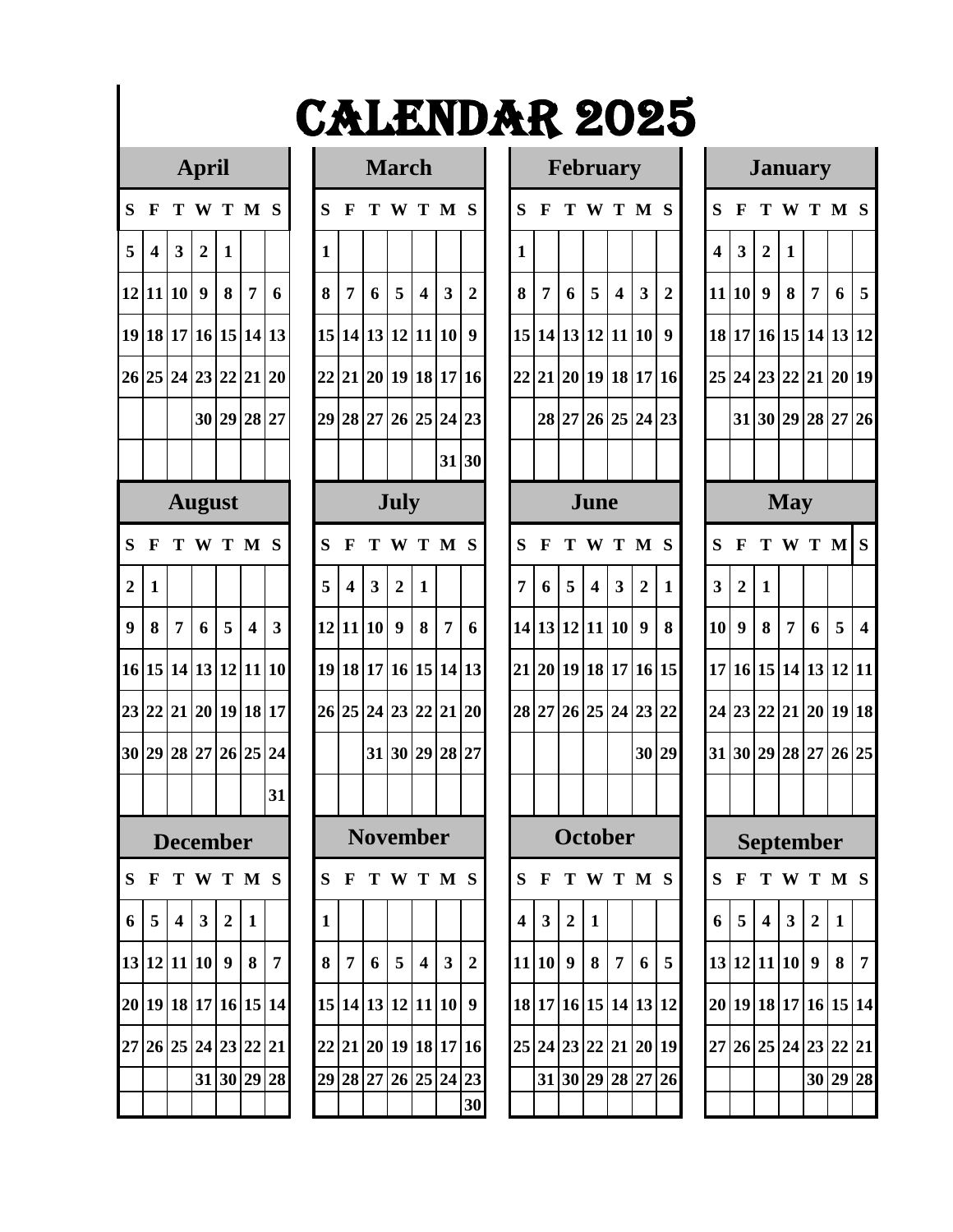# CALENDAR 2025

## January

| S | F | T | W | T | M | S |
|---|---|---|---|---|---|---|
| 4 | 3 | 2 | 1 | | | |
| 11 | 10 | 9 | 8 | 7 | 6 | 5 |
| 18 | 17 | 16 | 15 | 14 | 13 | 12 |
| 25 | 24 | 23 | 22 | 21 | 20 | 19 |
| | 31 | 30 | 29 | 28 | 27 | 26 |

## February

| S | F | T | W | T | M | S |
|---|---|---|---|---|---|---|
| 1 | | | | | | |
| 8 | 7 | 6 | 5 | 4 | 3 | 2 |
| 15 | 14 | 13 | 12 | 11 | 10 | 9 |
| 22 | 21 | 20 | 19 | 18 | 17 | 16 |
| | 28 | 27 | 26 | 25 | 24 | 23 |

## March

| S | F | T | W | T | M | S |
|---|---|---|---|---|---|---|
| 1 | | | | | | |
| 8 | 7 | 6 | 5 | 4 | 3 | 2 |
| 15 | 14 | 13 | 12 | 11 | 10 | 9 |
| 22 | 21 | 20 | 19 | 18 | 17 | 16 |
| 29 | 28 | 27 | 26 | 25 | 24 | 23 |
| | | | | | 31 | 30 |

## April

| S | F | T | W | T | M | S |
|---|---|---|---|---|---|---|
| 5 | 4 | 3 | 2 | 1 | | |
| 12 | 11 | 10 | 9 | 8 | 7 | 6 |
| 19 | 18 | 17 | 16 | 15 | 14 | 13 |
| 26 | 25 | 24 | 23 | 22 | 21 | 20 |
| | | | 30 | 29 | 28 | 27 |

## May

| S | F | T | W | T | M | S |
|---|---|---|---|---|---|---|
| 3 | 2 | 1 | | | | |
| 10 | 9 | 8 | 7 | 6 | 5 | 4 |
| 17 | 16 | 15 | 14 | 13 | 12 | 11 |
| 24 | 23 | 22 | 21 | 20 | 19 | 18 |
| 31 | 30 | 29 | 28 | 27 | 26 | 25 |

## June

| S | F | T | W | T | M | S |
|---|---|---|---|---|---|---|
| 7 | 6 | 5 | 4 | 3 | 2 | 1 |
| 14 | 13 | 12 | 11 | 10 | 9 | 8 |
| 21 | 20 | 19 | 18 | 17 | 16 | 15 |
| 28 | 27 | 26 | 25 | 24 | 23 | 22 |
| | | | | | 30 | 29 |

## July

| S | F | T | W | T | M | S |
|---|---|---|---|---|---|---|
| 5 | 4 | 3 | 2 | 1 | | |
| 12 | 11 | 10 | 9 | 8 | 7 | 6 |
| 19 | 18 | 17 | 16 | 15 | 14 | 13 |
| 26 | 25 | 24 | 23 | 22 | 21 | 20 |
| | | 31 | 30 | 29 | 28 | 27 |

## August

| S | F | T | W | T | M | S |
|---|---|---|---|---|---|---|
| 2 | 1 | | | | | |
| 9 | 8 | 7 | 6 | 5 | 4 | 3 |
| 16 | 15 | 14 | 13 | 12 | 11 | 10 |
| 23 | 22 | 21 | 20 | 19 | 18 | 17 |
| 30 | 29 | 28 | 27 | 26 | 25 | 24 |
| | | | | | | 31 |

## September

| S | F | T | W | T | M | S |
|---|---|---|---|---|---|---|
| 6 | 5 | 4 | 3 | 2 | 1 | |
| 13 | 12 | 11 | 10 | 9 | 8 | 7 |
| 20 | 19 | 18 | 17 | 16 | 15 | 14 |
| 27 | 26 | 25 | 24 | 23 | 22 | 21 |
| | | | | 30 | 29 | 28 |

## October

| S | F | T | W | T | M | S |
|---|---|---|---|---|---|---|
| 4 | 3 | 2 | 1 | | | |
| 11 | 10 | 9 | 8 | 7 | 6 | 5 |
| 18 | 17 | 16 | 15 | 14 | 13 | 12 |
| 25 | 24 | 23 | 22 | 21 | 20 | 19 |
| | 31 | 30 | 29 | 28 | 27 | 26 |

## November

| S | F | T | W | T | M | S |
|---|---|---|---|---|---|---|
| 1 | | | | | | |
| 8 | 7 | 6 | 5 | 4 | 3 | 2 |
| 15 | 14 | 13 | 12 | 11 | 10 | 9 |
| 22 | 21 | 20 | 19 | 18 | 17 | 16 |
| 29 | 28 | 27 | 26 | 25 | 24 | 23 |
| | | | | | | 30 |

## December

| S | F | T | W | T | M | S |
|---|---|---|---|---|---|---|
| 6 | 5 | 4 | 3 | 2 | 1 | |
| 13 | 12 | 11 | 10 | 9 | 8 | 7 |
| 20 | 19 | 18 | 17 | 16 | 15 | 14 |
| 27 | 26 | 25 | 24 | 23 | 22 | 21 |
| | | | 31 | 30 | 29 | 28 |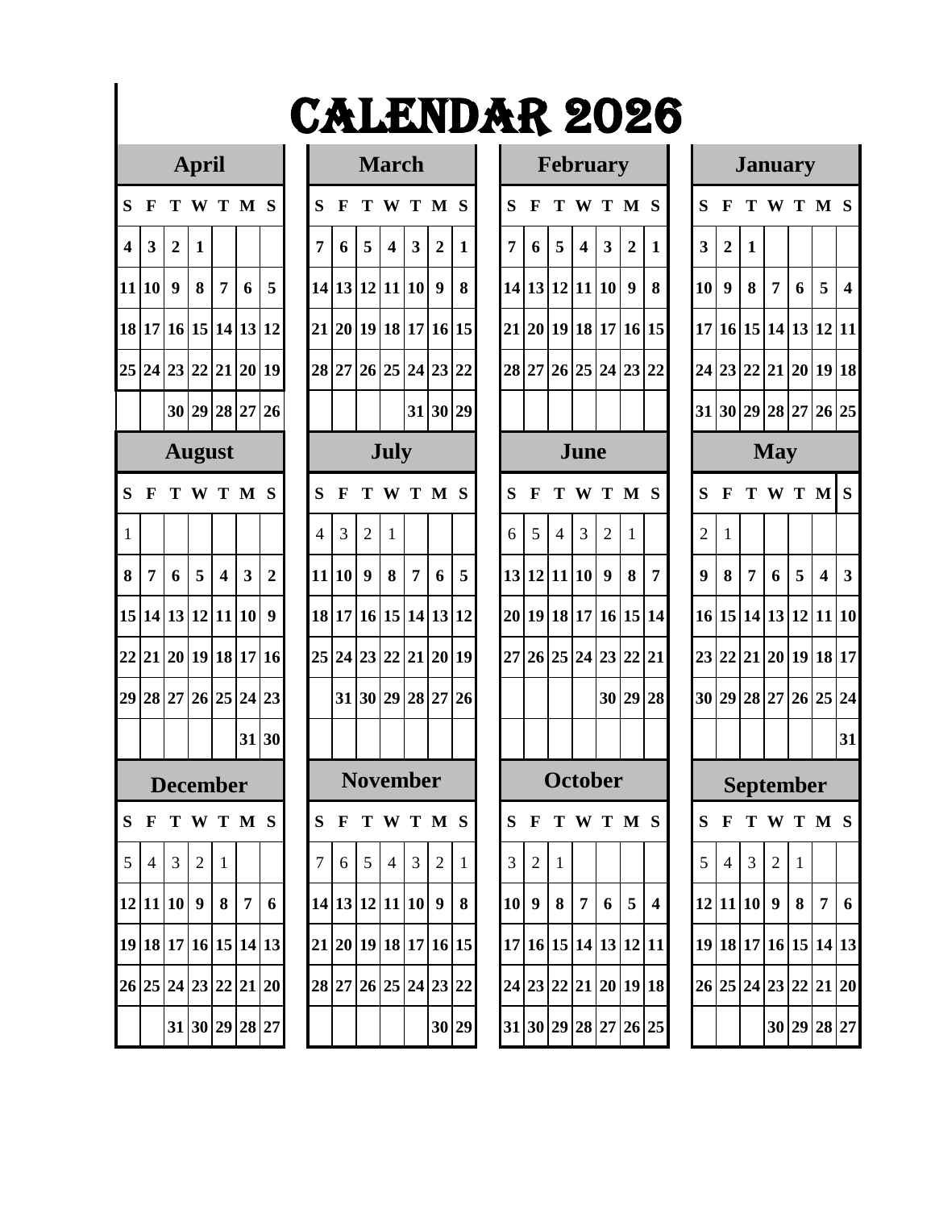# CALENDAR 2026

## January

| S | F | T | W | T | M | S |
|---|---|---|---|---|---|---|
| 3 | 2 | 1 | | | | |
| 10 | 9 | 8 | 7 | 6 | 5 | 4 |
| 17 | 16 | 15 | 14 | 13 | 12 | 11 |
| 24 | 23 | 22 | 21 | 20 | 19 | 18 |
| 31 | 30 | 29 | 28 | 27 | 26 | 25 |

## February

| S | F | T | W | T | M | S |
|---|---|---|---|---|---|---|
| 7 | 6 | 5 | 4 | 3 | 2 | 1 |
| 14 | 13 | 12 | 11 | 10 | 9 | 8 |
| 21 | 20 | 19 | 18 | 17 | 16 | 15 |
| 28 | 27 | 26 | 25 | 24 | 23 | 22 |
| | | | | | | |

## March

| S | F | T | W | T | M | S |
|---|---|---|---|---|---|---|
| 7 | 6 | 5 | 4 | 3 | 2 | 1 |
| 14 | 13 | 12 | 11 | 10 | 9 | 8 |
| 21 | 20 | 19 | 18 | 17 | 16 | 15 |
| 28 | 27 | 26 | 25 | 24 | 23 | 22 |
| | | | | 31 | 30 | 29 |

## April

| S | F | T | W | T | M | S |
|---|---|---|---|---|---|---|
| 4 | 3 | 2 | 1 | | | |
| 11 | 10 | 9 | 8 | 7 | 6 | 5 |
| 18 | 17 | 16 | 15 | 14 | 13 | 12 |
| 25 | 24 | 23 | 22 | 21 | 20 | 19 |
| | | 30 | 29 | 28 | 27 | 26 |

## May

| S | F | T | W | T | M | S |
|---|---|---|---|---|---|---|
| 2 | 1 | | | | | |
| 9 | 8 | 7 | 6 | 5 | 4 | 3 |
| 16 | 15 | 14 | 13 | 12 | 11 | 10 |
| 23 | 22 | 21 | 20 | 19 | 18 | 17 |
| 30 | 29 | 28 | 27 | 26 | 25 | 24 |
| | | | | | | 31 |

## June

| S | F | T | W | T | M | S |
|---|---|---|---|---|---|---|
| 6 | 5 | 4 | 3 | 2 | 1 | |
| 13 | 12 | 11 | 10 | 9 | 8 | 7 |
| 20 | 19 | 18 | 17 | 16 | 15 | 14 |
| 27 | 26 | 25 | 24 | 23 | 22 | 21 |
| | | | | 30 | 29 | 28 |
| | | | | | | |

## July

| S | F | T | W | T | M | S |
|---|---|---|---|---|---|---|
| 4 | 3 | 2 | 1 | | | |
| 11 | 10 | 9 | 8 | 7 | 6 | 5 |
| 18 | 17 | 16 | 15 | 14 | 13 | 12 |
| 25 | 24 | 23 | 22 | 21 | 20 | 19 |
| | 31 | 30 | 29 | 28 | 27 | 26 |
| | | | | | | |

## August

| S | F | T | W | T | M | S |
|---|---|---|---|---|---|---|
| 1 | | | | | | |
| 8 | 7 | 6 | 5 | 4 | 3 | 2 |
| 15 | 14 | 13 | 12 | 11 | 10 | 9 |
| 22 | 21 | 20 | 19 | 18 | 17 | 16 |
| 29 | 28 | 27 | 26 | 25 | 24 | 23 |
| | | | | | 31 | 30 |

## September

| S | F | T | W | T | M | S |
|---|---|---|---|---|---|---|
| 5 | 4 | 3 | 2 | 1 | | |
| 12 | 11 | 10 | 9 | 8 | 7 | 6 |
| 19 | 18 | 17 | 16 | 15 | 14 | 13 |
| 26 | 25 | 24 | 23 | 22 | 21 | 20 |
| | | | 30 | 29 | 28 | 27 |

## October

| S | F | T | W | T | M | S |
|---|---|---|---|---|---|---|
| 3 | 2 | 1 | | | | |
| 10 | 9 | 8 | 7 | 6 | 5 | 4 |
| 17 | 16 | 15 | 14 | 13 | 12 | 11 |
| 24 | 23 | 22 | 21 | 20 | 19 | 18 |
| 31 | 30 | 29 | 28 | 27 | 26 | 25 |

## November

| S | F | T | W | T | M | S |
|---|---|---|---|---|---|---|
| 7 | 6 | 5 | 4 | 3 | 2 | 1 |
| 14 | 13 | 12 | 11 | 10 | 9 | 8 |
| 21 | 20 | 19 | 18 | 17 | 16 | 15 |
| 28 | 27 | 26 | 25 | 24 | 23 | 22 |
| | | | | | 30 | 29 |

## December

| S | F | T | W | T | M | S |
|---|---|---|---|---|---|---|
| 5 | 4 | 3 | 2 | 1 | | |
| 12 | 11 | 10 | 9 | 8 | 7 | 6 |
| 19 | 18 | 17 | 16 | 15 | 14 | 13 |
| 26 | 25 | 24 | 23 | 22 | 21 | 20 |
| | | 31 | 30 | 29 | 28 | 27 |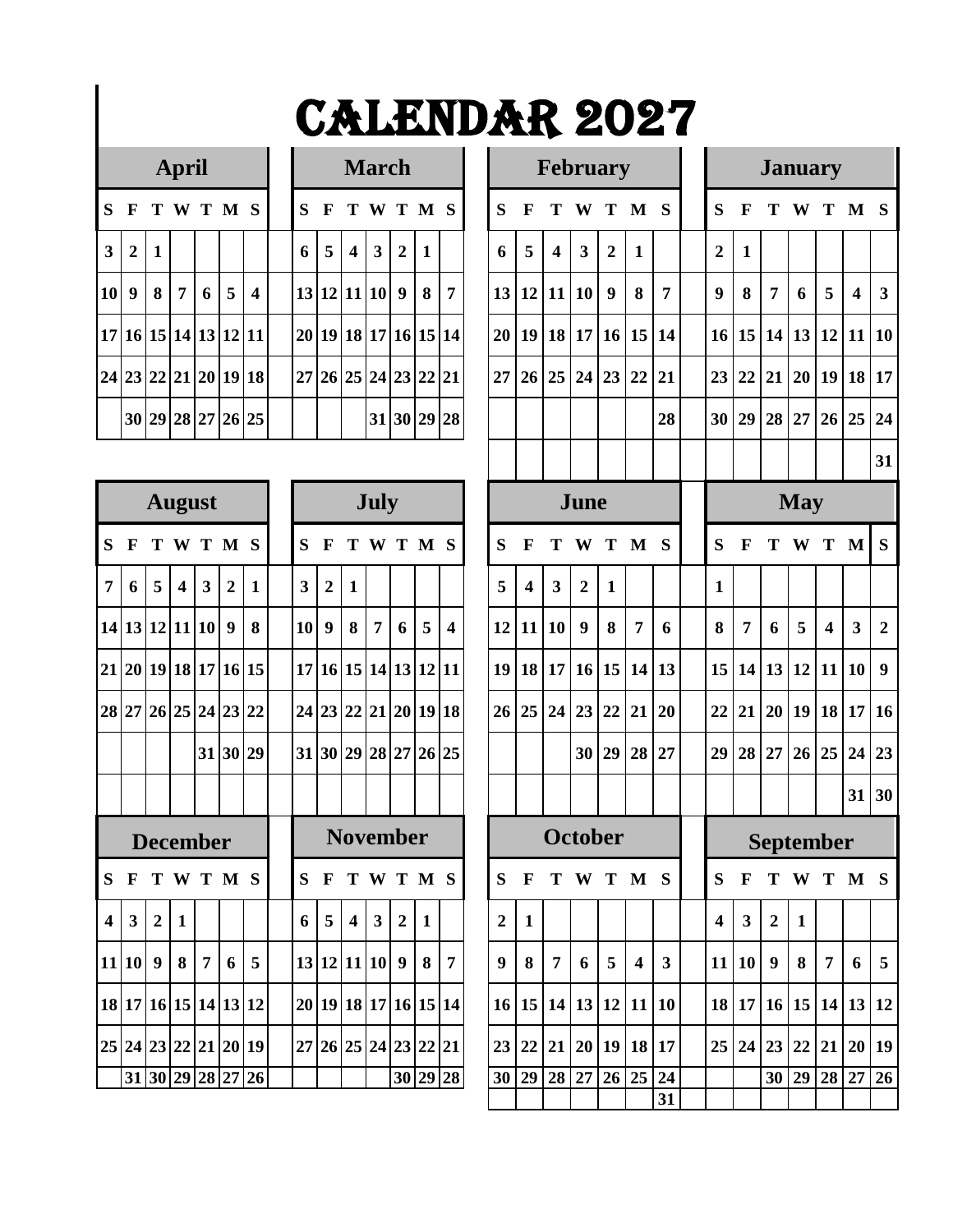# CALENDAR 2027

## January

| S | F | T | W | T | M | S |
|---|---|---|---|---|---|---|
| 2 | 1 | | | | | |
| 9 | 8 | 7 | 6 | 5 | 4 | 3 |
| 16 | 15 | 14 | 13 | 12 | 11 | 10 |
| 23 | 22 | 21 | 20 | 19 | 18 | 17 |
| 30 | 29 | 28 | 27 | 26 | 25 | 24 |
| | | | | | | 31 |

## February

| S | F | T | W | T | M | S |
|---|---|---|---|---|---|---|
| 6 | 5 | 4 | 3 | 2 | 1 | |
| 13 | 12 | 11 | 10 | 9 | 8 | 7 |
| 20 | 19 | 18 | 17 | 16 | 15 | 14 |
| 27 | 26 | 25 | 24 | 23 | 22 | 21 |
| | | | | | | 28 |

## March

| S | F | T | W | T | M | S |
|---|---|---|---|---|---|---|
| 6 | 5 | 4 | 3 | 2 | 1 | |
| 13 | 12 | 11 | 10 | 9 | 8 | 7 |
| 20 | 19 | 18 | 17 | 16 | 15 | 14 |
| 27 | 26 | 25 | 24 | 23 | 22 | 21 |
| | | | 31 | 30 | 29 | 28 |

## April

| S | F | T | W | T | M | S |
|---|---|---|---|---|---|---|
| 3 | 2 | 1 | | | | |
| 10 | 9 | 8 | 7 | 6 | 5 | 4 |
| 17 | 16 | 15 | 14 | 13 | 12 | 11 |
| 24 | 23 | 22 | 21 | 20 | 19 | 18 |
| | 30 | 29 | 28 | 27 | 26 | 25 |

## May

| S | F | T | W | T | M | S |
|---|---|---|---|---|---|---|
| 1 | | | | | | |
| 8 | 7 | 6 | 5 | 4 | 3 | 2 |
| 15 | 14 | 13 | 12 | 11 | 10 | 9 |
| 22 | 21 | 20 | 19 | 18 | 17 | 16 |
| 29 | 28 | 27 | 26 | 25 | 24 | 23 |
| | | | | | 31 | 30 |

## June

| S | F | T | W | T | M | S |
|---|---|---|---|---|---|---|
| 5 | 4 | 3 | 2 | 1 | | |
| 12 | 11 | 10 | 9 | 8 | 7 | 6 |
| 19 | 18 | 17 | 16 | 15 | 14 | 13 |
| 26 | 25 | 24 | 23 | 22 | 21 | 20 |
| | | | 30 | 29 | 28 | 27 |

## July

| S | F | T | W | T | M | S |
|---|---|---|---|---|---|---|
| 3 | 2 | 1 | | | | |
| 10 | 9 | 8 | 7 | 6 | 5 | 4 |
| 17 | 16 | 15 | 14 | 13 | 12 | 11 |
| 24 | 23 | 22 | 21 | 20 | 19 | 18 |
| 31 | 30 | 29 | 28 | 27 | 26 | 25 |

## August

| S | F | T | W | T | M | S |
|---|---|---|---|---|---|---|
| 7 | 6 | 5 | 4 | 3 | 2 | 1 |
| 14 | 13 | 12 | 11 | 10 | 9 | 8 |
| 21 | 20 | 19 | 18 | 17 | 16 | 15 |
| 28 | 27 | 26 | 25 | 24 | 23 | 22 |
| | | | | 31 | 30 | 29 |

## September

| S | F | T | W | T | M | S |
|---|---|---|---|---|---|---|
| 4 | 3 | 2 | 1 | | | |
| 11 | 10 | 9 | 8 | 7 | 6 | 5 |
| 18 | 17 | 16 | 15 | 14 | 13 | 12 |
| 25 | 24 | 23 | 22 | 21 | 20 | 19 |
| | | 30 | 29 | 28 | 27 | 26 |

## October

| S | F | T | W | T | M | S |
|---|---|---|---|---|---|---|
| 2 | 1 | | | | | |
| 9 | 8 | 7 | 6 | 5 | 4 | 3 |
| 16 | 15 | 14 | 13 | 12 | 11 | 10 |
| 23 | 22 | 21 | 20 | 19 | 18 | 17 |
| 30 | 29 | 28 | 27 | 26 | 25 | 24 |
| | | | | | | 31 |

## November

| S | F | T | W | T | M | S |
|---|---|---|---|---|---|---|
| 6 | 5 | 4 | 3 | 2 | 1 | |
| 13 | 12 | 11 | 10 | 9 | 8 | 7 |
| 20 | 19 | 18 | 17 | 16 | 15 | 14 |
| 27 | 26 | 25 | 24 | 23 | 22 | 21 |
| | | | | 30 | 29 | 28 |

## December

| S | F | T | W | T | M | S |
|---|---|---|---|---|---|---|
| 4 | 3 | 2 | 1 | | | |
| 11 | 10 | 9 | 8 | 7 | 6 | 5 |
| 18 | 17 | 16 | 15 | 14 | 13 | 12 |
| 25 | 24 | 23 | 22 | 21 | 20 | 19 |
| | 31 | 30 | 29 | 28 | 27 | 26 |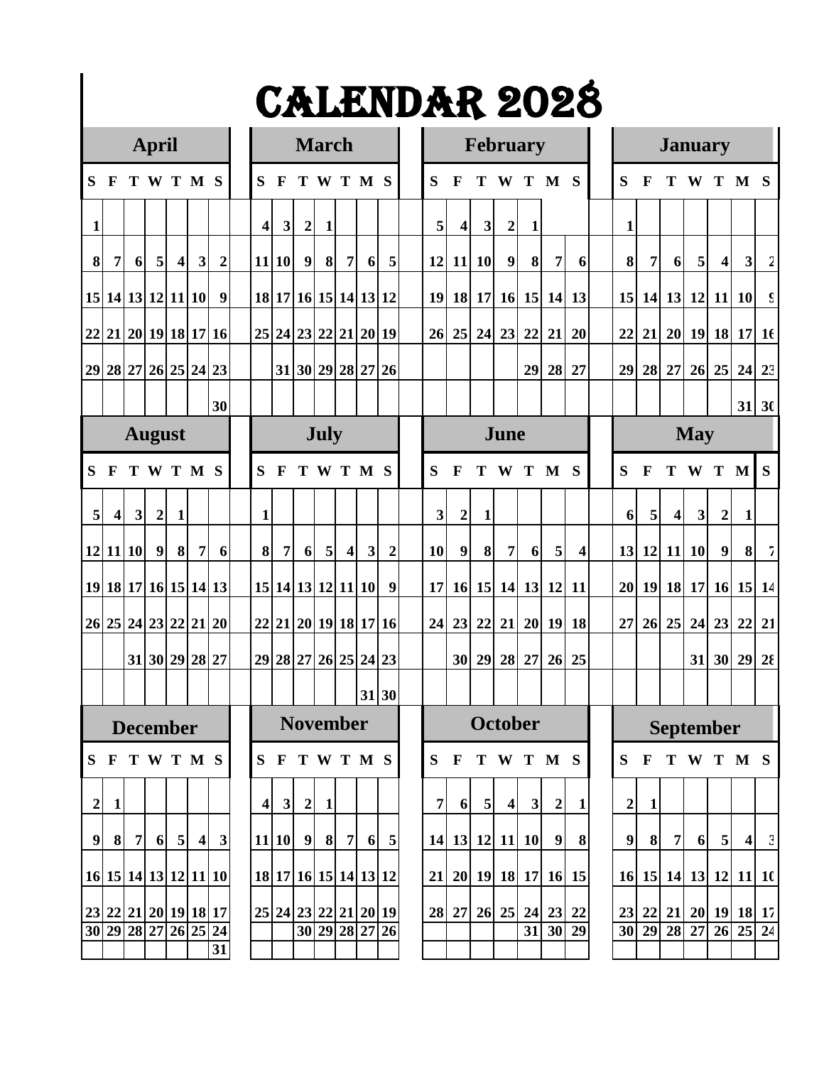# CALENDAR 2028

## January

| S | F | T | W | T | M | S |
|---|---|---|---|---|---|---|
| 1 | | | | | | |
| 8 | 7 | 6 | 5 | 4 | 3 | 2 |
| 15 | 14 | 13 | 12 | 11 | 10 | 9 |
| 22 | 21 | 20 | 19 | 18 | 17 | 16 |
| 29 | 28 | 27 | 26 | 25 | 24 | 23 |
| | | | | | 31 | 30 |

## February

| S | F | T | W | T | M | S |
|---|---|---|---|---|---|---|
| 5 | 4 | 3 | 2 | 1 | | |
| 12 | 11 | 10 | 9 | 8 | 7 | 6 |
| 19 | 18 | 17 | 16 | 15 | 14 | 13 |
| 26 | 25 | 24 | 23 | 22 | 21 | 20 |
| | | | | 29 | 28 | 27 |
| | | | | | | |

## March

| S | F | T | W | T | M | S |
|---|---|---|---|---|---|---|
| 4 | 3 | 2 | 1 | | | |
| 11 | 10 | 9 | 8 | 7 | 6 | 5 |
| 18 | 17 | 16 | 15 | 14 | 13 | 12 |
| 25 | 24 | 23 | 22 | 21 | 20 | 19 |
| | 31 | 30 | 29 | 28 | 27 | 26 |
| | | | | | | |

## April

| S | F | T | W | T | M | S |
|---|---|---|---|---|---|---|
| 1 | | | | | | |
| 8 | 7 | 6 | 5 | 4 | 3 | 2 |
| 15 | 14 | 13 | 12 | 11 | 10 | 9 |
| 22 | 21 | 20 | 19 | 18 | 17 | 16 |
| 29 | 28 | 27 | 26 | 25 | 24 | 23 |
| | | | | | | 30 |

## May

| S | F | T | W | T | M | S |
|---|---|---|---|---|---|---|
| 6 | 5 | 4 | 3 | 2 | 1 | |
| 13 | 12 | 11 | 10 | 9 | 8 | 7 |
| 20 | 19 | 18 | 17 | 16 | 15 | 14 |
| 27 | 26 | 25 | 24 | 23 | 22 | 21 |
| | | | 31 | 30 | 29 | 28 |
| | | | | | | |

## June

| S | F | T | W | T | M | S |
|---|---|---|---|---|---|---|
| 3 | 2 | 1 | | | | |
| 10 | 9 | 8 | 7 | 6 | 5 | 4 |
| 17 | 16 | 15 | 14 | 13 | 12 | 11 |
| 24 | 23 | 22 | 21 | 20 | 19 | 18 |
| | 30 | 29 | 28 | 27 | 26 | 25 |
| | | | | | | |

## July

| S | F | T | W | T | M | S |
|---|---|---|---|---|---|---|
| 1 | | | | | | |
| 8 | 7 | 6 | 5 | 4 | 3 | 2 |
| 15 | 14 | 13 | 12 | 11 | 10 | 9 |
| 22 | 21 | 20 | 19 | 18 | 17 | 16 |
| 29 | 28 | 27 | 26 | 25 | 24 | 23 |
| | | | | | 31 | 30 |

## August

| S | F | T | W | T | M | S |
|---|---|---|---|---|---|---|
| 5 | 4 | 3 | 2 | 1 | | |
| 12 | 11 | 10 | 9 | 8 | 7 | 6 |
| 19 | 18 | 17 | 16 | 15 | 14 | 13 |
| 26 | 25 | 24 | 23 | 22 | 21 | 20 |
| | | 31 | 30 | 29 | 28 | 27 |
| | | | | | | |

## September

| S | F | T | W | T | M | S |
|---|---|---|---|---|---|---|
| 2 | 1 | | | | | |
| 9 | 8 | 7 | 6 | 5 | 4 | 3 |
| 16 | 15 | 14 | 13 | 12 | 11 | 10 |
| 23 | 22 | 21 | 20 | 19 | 18 | 17 |
| 30 | 29 | 28 | 27 | 26 | 25 | 24 |
| | | | | | | |

## October

| S | F | T | W | T | M | S |
|---|---|---|---|---|---|---|
| 7 | 6 | 5 | 4 | 3 | 2 | 1 |
| 14 | 13 | 12 | 11 | 10 | 9 | 8 |
| 21 | 20 | 19 | 18 | 17 | 16 | 15 |
| 28 | 27 | 26 | 25 | 24 | 23 | 22 |
| | | | | 31 | 30 | 29 |
| | | | | | | |

## November

| S | F | T | W | T | M | S |
|---|---|---|---|---|---|---|
| 4 | 3 | 2 | 1 | | | |
| 11 | 10 | 9 | 8 | 7 | 6 | 5 |
| 18 | 17 | 16 | 15 | 14 | 13 | 12 |
| 25 | 24 | 23 | 22 | 21 | 20 | 19 |
| | | 30 | 29 | 28 | 27 | 26 |
| | | | | | | |

## December

| S | F | T | W | T | M | S |
|---|---|---|---|---|---|---|
| 2 | 1 | | | | | |
| 9 | 8 | 7 | 6 | 5 | 4 | 3 |
| 16 | 15 | 14 | 13 | 12 | 11 | 10 |
| 23 | 22 | 21 | 20 | 19 | 18 | 17 |
| 30 | 29 | 28 | 27 | 26 | 25 | 24 |
| | | | | | | 31 |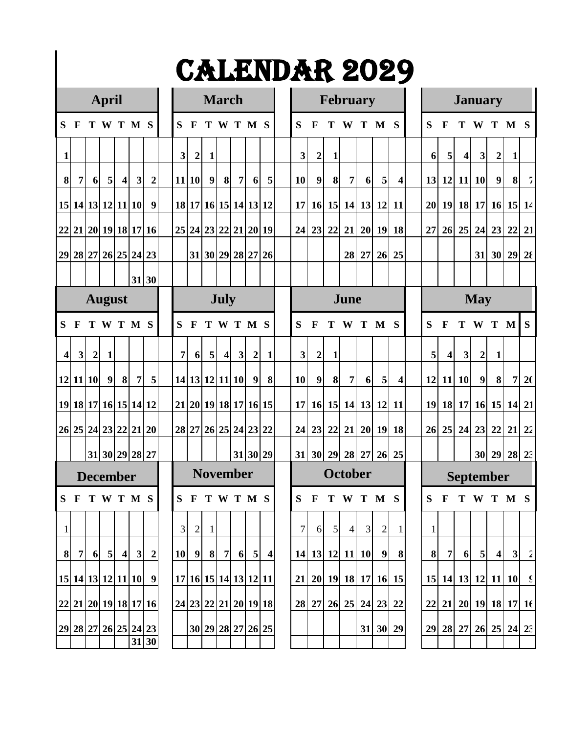# CALENDAR 2029

### April

| S | F | T | W | T | M | S |
|---|---|---|---|---|---|---|
| 1 | | | | | | |
| 8 | 7 | 6 | 5 | 4 | 3 | 2 |
| 15 | 14 | 13 | 12 | 11 | 10 | 9 |
| 22 | 21 | 20 | 19 | 18 | 17 | 16 |
| 29 | 28 | 27 | 26 | 25 | 24 | 23 |
| | | | | | 31 | 30 |

### March

| S | F | T | W | T | M | S |
|---|---|---|---|---|---|---|
| 3 | 2 | 1 | | | | |
| 11 | 10 | 9 | 8 | 7 | 6 | 5 |
| 18 | 17 | 16 | 15 | 14 | 13 | 12 |
| 25 | 24 | 23 | 22 | 21 | 20 | 19 |
| | 31 | 30 | 29 | 28 | 27 | 26 |
| | | | | | | |

### February

| S | F | T | W | T | M | S |
|---|---|---|---|---|---|---|
| 3 | 2 | 1 | | | | |
| 10 | 9 | 8 | 7 | 6 | 5 | 4 |
| 17 | 16 | 15 | 14 | 13 | 12 | 11 |
| 24 | 23 | 22 | 21 | 20 | 19 | 18 |
| | | | 28 | 27 | 26 | 25 |
| | | | | | | |

### January

| S | F | T | W | T | M | S |
|---|---|---|---|---|---|---|
| 6 | 5 | 4 | 3 | 2 | 1 | |
| 13 | 12 | 11 | 10 | 9 | 8 | 7 |
| 20 | 19 | 18 | 17 | 16 | 15 | 14 |
| 27 | 26 | 25 | 24 | 23 | 22 | 21 |
| | | | 31 | 30 | 29 | 28 |
| | | | | | | |

### August

| S | F | T | W | T | M | S |
|---|---|---|---|---|---|---|
| 4 | 3 | 2 | 1 | | | |
| 12 | 11 | 10 | 9 | 8 | 7 | 5 |
| 19 | 18 | 17 | 16 | 15 | 14 | 12 |
| 26 | 25 | 24 | 23 | 22 | 21 | 20 |
| | | 31 | 30 | 29 | 28 | 27 |

### July

| S | F | T | W | T | M | S |
|---|---|---|---|---|---|---|
| 7 | 6 | 5 | 4 | 3 | 2 | 1 |
| 14 | 13 | 12 | 11 | 10 | 9 | 8 |
| 21 | 20 | 19 | 18 | 17 | 16 | 15 |
| 28 | 27 | 26 | 25 | 24 | 23 | 22 |
| | | | | 31 | 30 | 29 |

### June

| S | F | T | W | T | M | S |
|---|---|---|---|---|---|---|
| 3 | 2 | 1 | | | | |
| 10 | 9 | 8 | 7 | 6 | 5 | 4 |
| 17 | 16 | 15 | 14 | 13 | 12 | 11 |
| 24 | 23 | 22 | 21 | 20 | 19 | 18 |
| 31 | 30 | 29 | 28 | 27 | 26 | 25 |

### May

| S | F | T | W | T | M | S |
|---|---|---|---|---|---|---|
| 5 | 4 | 3 | 2 | 1 | | |
| 12 | 11 | 10 | 9 | 8 | 7 | 20 |
| 19 | 18 | 17 | 16 | 15 | 14 | 21 |
| 26 | 25 | 24 | 23 | 22 | 21 | 22 |
| | | | 30 | 29 | 28 | 23 |

### December

| S | F | T | W | T | M | S |
|---|---|---|---|---|---|---|
| 1 | | | | | | |
| 8 | 7 | 6 | 5 | 4 | 3 | 2 |
| 15 | 14 | 13 | 12 | 11 | 10 | 9 |
| 22 | 21 | 20 | 19 | 18 | 17 | 16 |
| 29 | 28 | 27 | 26 | 25 | 24 | 23 |
| | | | | | 31 | 30 |

### November

| S | F | T | W | T | M | S |
|---|---|---|---|---|---|---|
| 3 | 2 | 1 | | | | |
| 10 | 9 | 8 | 7 | 6 | 5 | 4 |
| 17 | 16 | 15 | 14 | 13 | 12 | 11 |
| 24 | 23 | 22 | 21 | 20 | 19 | 18 |
| | 30 | 29 | 28 | 27 | 26 | 25 |
| | | | | | | |

### October

| S | F | T | W | T | M | S |
|---|---|---|---|---|---|---|
| 7 | 6 | 5 | 4 | 3 | 2 | 1 |
| 14 | 13 | 12 | 11 | 10 | 9 | 8 |
| 21 | 20 | 19 | 18 | 17 | 16 | 15 |
| 28 | 27 | 26 | 25 | 24 | 23 | 22 |
| | | | | 31 | 30 | 29 |
| | | | | | | |

### September

| S | F | T | W | T | M | S |
|---|---|---|---|---|---|---|
| 1 | | | | | | |
| 8 | 7 | 6 | 5 | 4 | 3 | 2 |
| 15 | 14 | 13 | 12 | 11 | 10 | 9 |
| 22 | 21 | 20 | 19 | 18 | 17 | 16 |
| 29 | 28 | 27 | 26 | 25 | 24 | 23 |
| | | | | | | |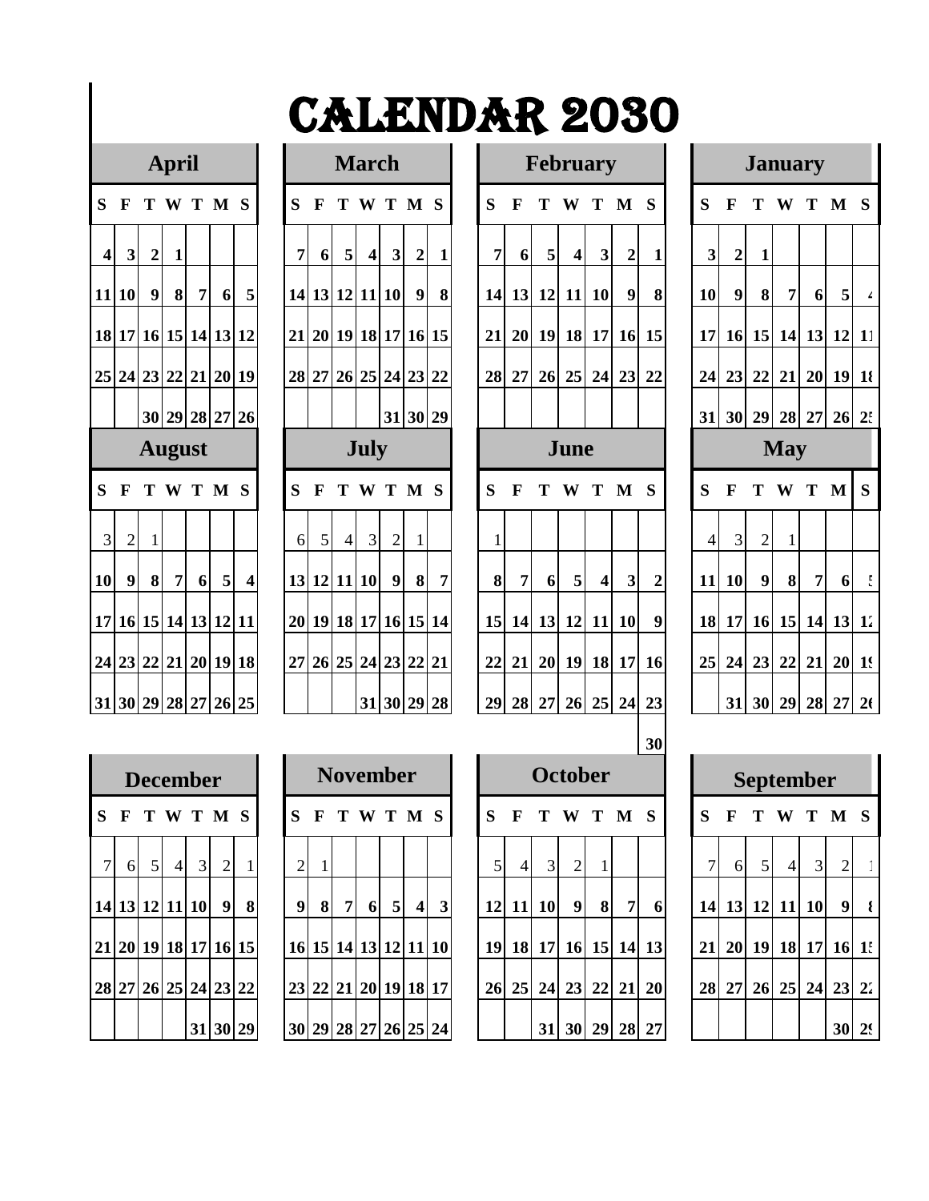# CALENDAR 2030

## January

| S | F | T | W | T | M | S |
|---|---|---|---|---|---|---|
| 3 | 2 | 1 | | | | |
| 10 | 9 | 8 | 7 | 6 | 5 | 4 |
| 17 | 16 | 15 | 14 | 13 | 12 | 11 |
| 24 | 23 | 22 | 21 | 20 | 19 | 18 |
| 31 | 30 | 29 | 28 | 27 | 26 | 25 |

## February

| S | F | T | W | T | M | S |
|---|---|---|---|---|---|---|
| 7 | 6 | 5 | 4 | 3 | 2 | 1 |
| 14 | 13 | 12 | 11 | 10 | 9 | 8 |
| 21 | 20 | 19 | 18 | 17 | 16 | 15 |
| 28 | 27 | 26 | 25 | 24 | 23 | 22 |
| | | | | | | |

## March

| S | F | T | W | T | M | S |
|---|---|---|---|---|---|---|
| 7 | 6 | 5 | 4 | 3 | 2 | 1 |
| 14 | 13 | 12 | 11 | 10 | 9 | 8 |
| 21 | 20 | 19 | 18 | 17 | 16 | 15 |
| 28 | 27 | 26 | 25 | 24 | 23 | 22 |
| | | | | 31 | 30 | 29 |

## April

| S | F | T | W | T | M | S |
|---|---|---|---|---|---|---|
| 4 | 3 | 2 | 1 | | | |
| 11 | 10 | 9 | 8 | 7 | 6 | 5 |
| 18 | 17 | 16 | 15 | 14 | 13 | 12 |
| 25 | 24 | 23 | 22 | 21 | 20 | 19 |
| | | 30 | 29 | 28 | 27 | 26 |

## May

| S | F | T | W | T | M | S |
|---|---|---|---|---|---|---|
| 4 | 3 | 2 | 1 | | | |
| 11 | 10 | 9 | 8 | 7 | 6 | 5 |
| 18 | 17 | 16 | 15 | 14 | 13 | 12 |
| 25 | 24 | 23 | 22 | 21 | 20 | 19 |
| | 31 | 30 | 29 | 28 | 27 | 26 |

## June

| S | F | T | W | T | M | S |
|---|---|---|---|---|---|---|
| 1 | | | | | | |
| 8 | 7 | 6 | 5 | 4 | 3 | 2 |
| 15 | 14 | 13 | 12 | 11 | 10 | 9 |
| 22 | 21 | 20 | 19 | 18 | 17 | 16 |
| 29 | 28 | 27 | 26 | 25 | 24 | 23 |
| | | | | | | 30 |

## July

| S | F | T | W | T | M | S |
|---|---|---|---|---|---|---|
| 6 | 5 | 4 | 3 | 2 | 1 | |
| 13 | 12 | 11 | 10 | 9 | 8 | 7 |
| 20 | 19 | 18 | 17 | 16 | 15 | 14 |
| 27 | 26 | 25 | 24 | 23 | 22 | 21 |
| | | | 31 | 30 | 29 | 28 |

## August

| S | F | T | W | T | M | S |
|---|---|---|---|---|---|---|
| 3 | 2 | 1 | | | | |
| 10 | 9 | 8 | 7 | 6 | 5 | 4 |
| 17 | 16 | 15 | 14 | 13 | 12 | 11 |
| 24 | 23 | 22 | 21 | 20 | 19 | 18 |
| 31 | 30 | 29 | 28 | 27 | 26 | 25 |

## September

| S | F | T | W | T | M | S |
|---|---|---|---|---|---|---|
| 7 | 6 | 5 | 4 | 3 | 2 | 1 |
| 14 | 13 | 12 | 11 | 10 | 9 | 8 |
| 21 | 20 | 19 | 18 | 17 | 16 | 15 |
| 28 | 27 | 26 | 25 | 24 | 23 | 22 |
| | | | | | 30 | 29 |

## October

| S | F | T | W | T | M | S |
|---|---|---|---|---|---|---|
| 5 | 4 | 3 | 2 | 1 | | |
| 12 | 11 | 10 | 9 | 8 | 7 | 6 |
| 19 | 18 | 17 | 16 | 15 | 14 | 13 |
| 26 | 25 | 24 | 23 | 22 | 21 | 20 |
| | | 31 | 30 | 29 | 28 | 27 |

## November

| S | F | T | W | T | M | S |
|---|---|---|---|---|---|---|
| 2 | 1 | | | | | |
| 9 | 8 | 7 | 6 | 5 | 4 | 3 |
| 16 | 15 | 14 | 13 | 12 | 11 | 10 |
| 23 | 22 | 21 | 20 | 19 | 18 | 17 |
| 30 | 29 | 28 | 27 | 26 | 25 | 24 |

## December

| S | F | T | W | T | M | S |
|---|---|---|---|---|---|---|
| 7 | 6 | 5 | 4 | 3 | 2 | 1 |
| 14 | 13 | 12 | 11 | 10 | 9 | 8 |
| 21 | 20 | 19 | 18 | 17 | 16 | 15 |
| 28 | 27 | 26 | 25 | 24 | 23 | 22 |
| | | | | 31 | 30 | 29 |